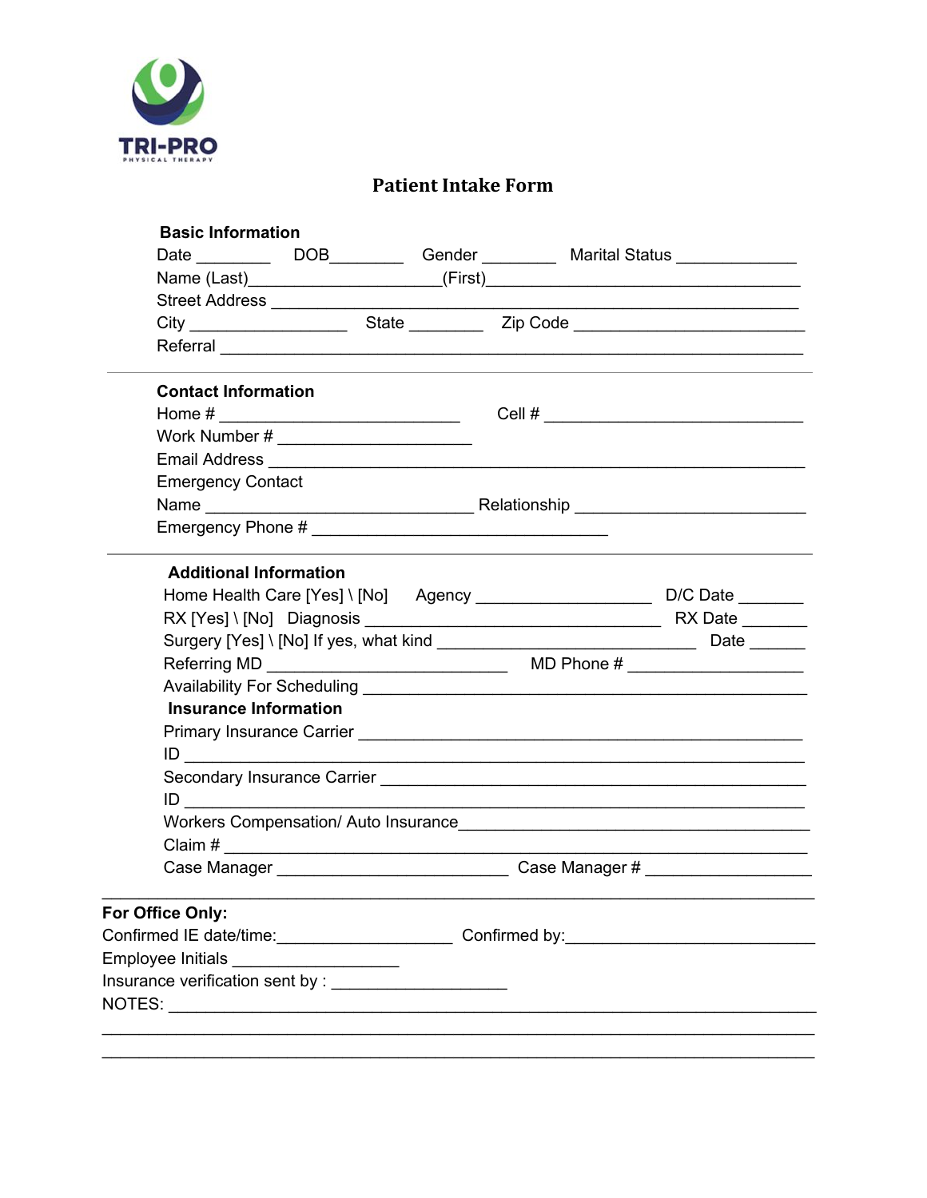TRI-PRO

PHYSICAL THERAPY

# Patient Intake Form

### Basic Information

Date ________ DOB________ Gender ________ Marital Status _____________

Name (Last)____________________(First)___________________________________

Street Address ______________________________________________________

City _________________ State ________ Zip Code _________________________

Referral ____________________________________________________________

### Contact Information

Home # ________________________ Cell # ___________________________

Work Number # ____________________

Email Address _______________________________________________________

Emergency Contact

Name ____________________________ Relationship _______________________

Emergency Phone # _______________________________

### Additional Information

Home Health Care [Yes] \ [No] Agency ___________________ D/C Date _______

RX [Yes] \ [No] Diagnosis _________________________________ RX Date _______

Surgery [Yes] \ [No] If yes, what kind _____________________________ Date ______

Referring MD __________________________ MD Phone # ___________________

Availability For Scheduling ___________________________________________________

### Insurance Information

Primary Insurance Carrier ____________________________________________________

ID _______________________________________________________________________

Secondary Insurance Carrier __________________________________________________

ID _______________________________________________________________________

Workers Compensation/ Auto Insurance__________________________________________

Claim # ____________________________________________________________________

Case Manager __________________________ Case Manager # __________________

---

**For Office Only:**

Confirmed IE date/time:___________________ Confirmed by:___________________________

Employee Initials __________________

Insurance verification sent by : ___________________

NOTES: ________________________________________________________________

_______________________________________________________________________

_______________________________________________________________________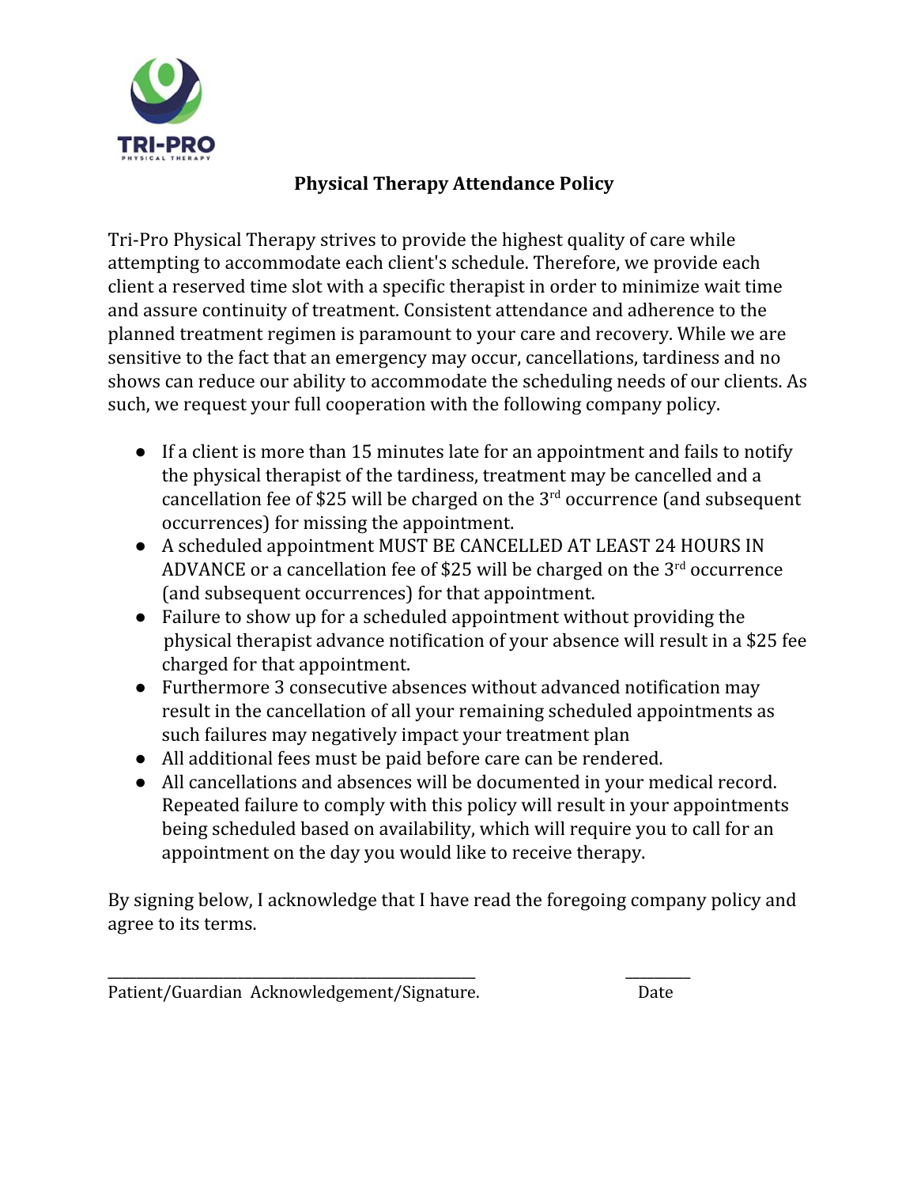TRI-PRO

PHYSICAL THERAPY

# Physical Therapy Attendance Policy

Tri-Pro Physical Therapy strives to provide the highest quality of care while attempting to accommodate each client's schedule. Therefore, we provide each client a reserved time slot with a specific therapist in order to minimize wait time and assure continuity of treatment. Consistent attendance and adherence to the planned treatment regimen is paramount to your care and recovery. While we are sensitive to the fact that an emergency may occur, cancellations, tardiness and no shows can reduce our ability to accommodate the scheduling needs of our clients. As such, we request your full cooperation with the following company policy.

- If a client is more than 15 minutes late for an appointment and fails to notify the physical therapist of the tardiness, treatment may be cancelled and a cancellation fee of $25 will be charged on the 3rd occurrence (and subsequent occurrences) for missing the appointment.
- A scheduled appointment MUST BE CANCELLED AT LEAST 24 HOURS IN ADVANCE or a cancellation fee of $25 will be charged on the 3rd occurrence (and subsequent occurrences) for that appointment.
- Failure to show up for a scheduled appointment without providing the physical therapist advance notification of your absence will result in a $25 fee charged for that appointment.
- Furthermore 3 consecutive absences without advanced notification may result in the cancellation of all your remaining scheduled appointments as such failures may negatively impact your treatment plan
- All additional fees must be paid before care can be rendered.
- All cancellations and absences will be documented in your medical record. Repeated failure to comply with this policy will result in your appointments being scheduled based on availability, which will require you to call for an appointment on the day you would like to receive therapy.

By signing below, I acknowledge that I have read the foregoing company policy and agree to its terms.

_______________________________________________ ________

Patient/Guardian Acknowledgement/Signature. Date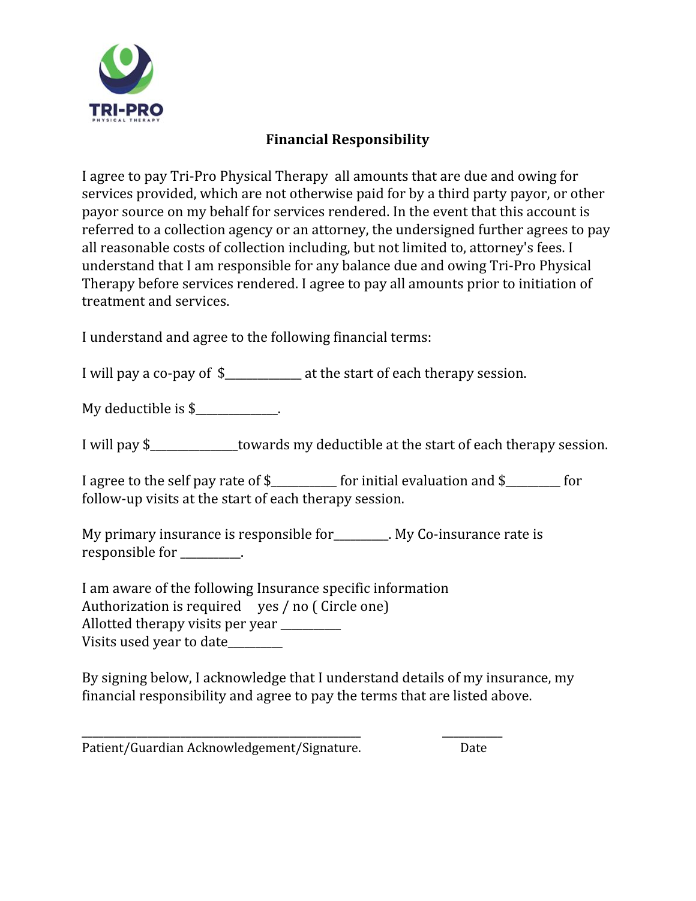TRI-PRO
PHYSICAL THERAPY

## Financial Responsibility

I agree to pay Tri-Pro Physical Therapy all amounts that are due and owing for services provided, which are not otherwise paid for by a third party payor, or other payor source on my behalf for services rendered. In the event that this account is referred to a collection agency or an attorney, the undersigned further agrees to pay all reasonable costs of collection including, but not limited to, attorney's fees. I understand that I am responsible for any balance due and owing Tri-Pro Physical Therapy before services rendered. I agree to pay all amounts prior to initiation of treatment and services.

I understand and agree to the following financial terms:

I will pay a co-pay of $____________ at the start of each therapy session.

My deductible is $_____________.

I will pay $______________towards my deductible at the start of each therapy session.

I agree to the self pay rate of $__________ for initial evaluation and $_________ for follow-up visits at the start of each therapy session.

My primary insurance is responsible for_________. My Co-insurance rate is responsible for __________.

I am aware of the following Insurance specific information
Authorization is required yes / no ( Circle one)
Allotted therapy visits per year __________
Visits used year to date_________

By signing below, I acknowledge that I understand details of my insurance, my financial responsibility and agree to pay the terms that are listed above.

_______________________________________________ __________
Patient/Guardian Acknowledgement/Signature. Date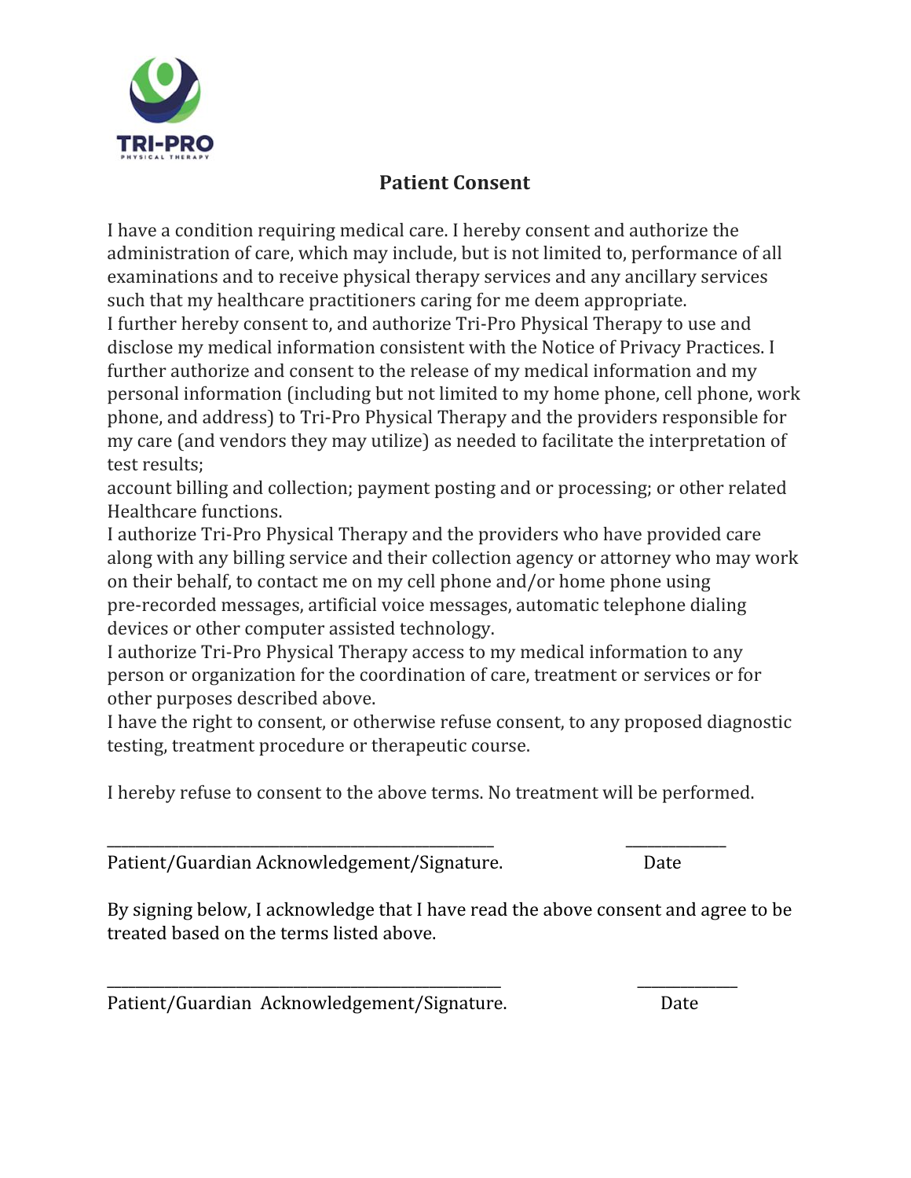TRI-PRO
PHYSICAL THERAPY

## Patient Consent

I have a condition requiring medical care. I hereby consent and authorize the administration of care, which may include, but is not limited to, performance of all examinations and to receive physical therapy services and any ancillary services such that my healthcare practitioners caring for me deem appropriate.
I further hereby consent to, and authorize Tri-Pro Physical Therapy to use and disclose my medical information consistent with the Notice of Privacy Practices. I further authorize and consent to the release of my medical information and my personal information (including but not limited to my home phone, cell phone, work phone, and address) to Tri-Pro Physical Therapy and the providers responsible for my care (and vendors they may utilize) as needed to facilitate the interpretation of test results;
account billing and collection; payment posting and or processing; or other related Healthcare functions.
I authorize Tri-Pro Physical Therapy and the providers who have provided care along with any billing service and their collection agency or attorney who may work on their behalf, to contact me on my cell phone and/or home phone using pre-recorded messages, artificial voice messages, automatic telephone dialing devices or other computer assisted technology.
I authorize Tri-Pro Physical Therapy access to my medical information to any person or organization for the coordination of care, treatment or services or for other purposes described above.
I have the right to consent, or otherwise refuse consent, to any proposed diagnostic testing, treatment procedure or therapeutic course.

I hereby refuse to consent to the above terms. No treatment will be performed.

\_\_\_\_\_\_\_\_\_\_\_\_\_\_\_\_\_\_\_\_\_\_\_\_\_\_\_\_\_\_\_\_\_\_\_\_\_\_\_\_\_\_ \_\_\_\_\_\_\_\_\_\_\_\_

Patient/Guardian Acknowledgement/Signature. Date

By signing below, I acknowledge that I have read the above consent and agree to be treated based on the terms listed above.

\_\_\_\_\_\_\_\_\_\_\_\_\_\_\_\_\_\_\_\_\_\_\_\_\_\_\_\_\_\_\_\_\_\_\_\_\_\_\_\_\_\_ \_\_\_\_\_\_\_\_\_\_\_\_

Patient/Guardian Acknowledgement/Signature. Date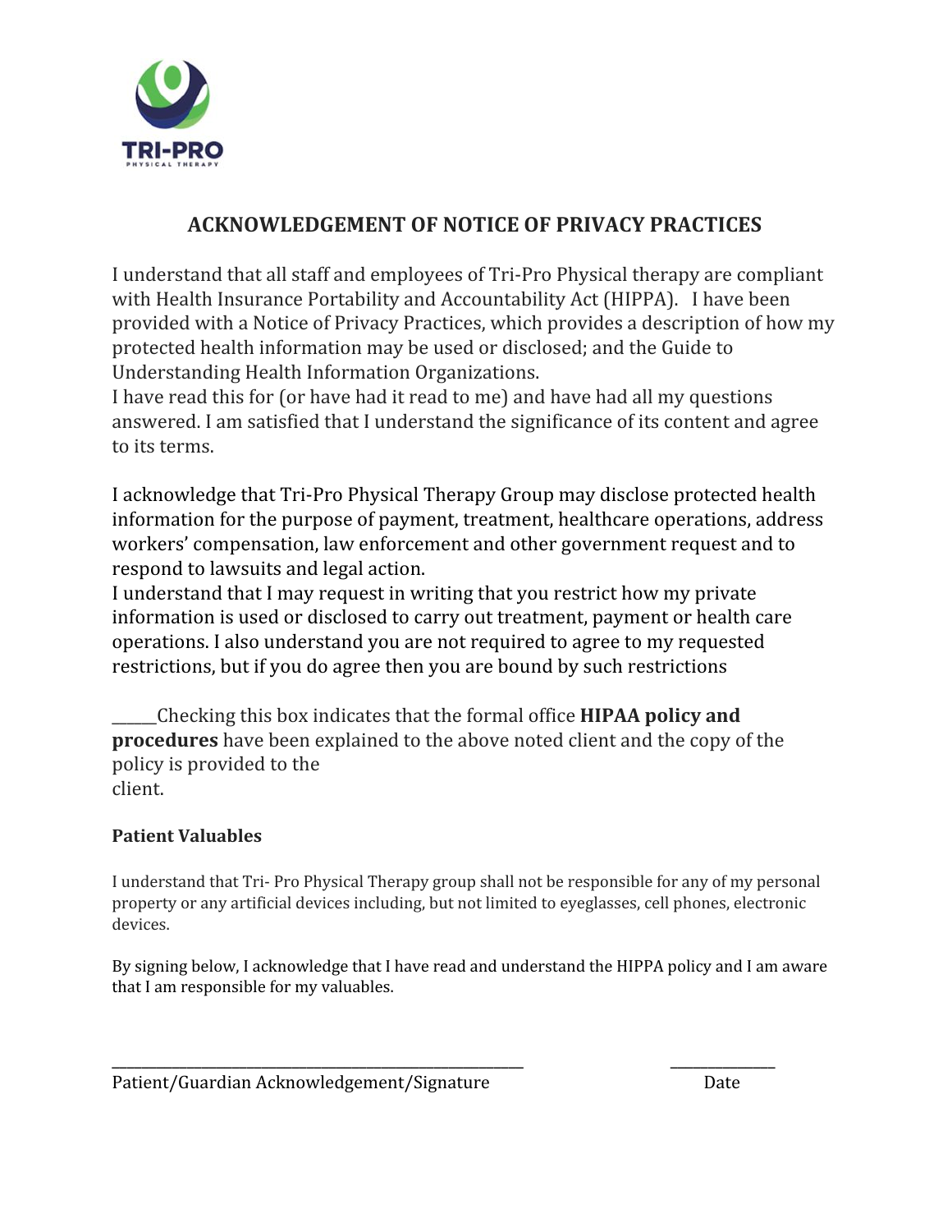TRI-PRO
PHYSICAL THERAPY

## ACKNOWLEDGEMENT OF NOTICE OF PRIVACY PRACTICES

I understand that all staff and employees of Tri-Pro Physical therapy are compliant with Health Insurance Portability and Accountability Act (HIPPA). I have been provided with a Notice of Privacy Practices, which provides a description of how my protected health information may be used or disclosed; and the Guide to Understanding Health Information Organizations.
I have read this for (or have had it read to me) and have had all my questions answered. I am satisfied that I understand the significance of its content and agree to its terms.

I acknowledge that Tri-Pro Physical Therapy Group may disclose protected health information for the purpose of payment, treatment, healthcare operations, address workers' compensation, law enforcement and other government request and to respond to lawsuits and legal action.
I understand that I may request in writing that you restrict how my private information is used or disclosed to carry out treatment, payment or health care operations. I also understand you are not required to agree to my requested restrictions, but if you do agree then you are bound by such restrictions

______Checking this box indicates that the formal office **HIPAA policy and procedures** have been explained to the above noted client and the copy of the policy is provided to the client.

**Patient Valuables**

I understand that Tri- Pro Physical Therapy group shall not be responsible for any of my personal property or any artificial devices including, but not limited to eyeglasses, cell phones, electronic devices.

By signing below, I acknowledge that I have read and understand the HIPPA policy and I am aware that I am responsible for my valuables.

______________________________________________ ______________

Patient/Guardian Acknowledgement/Signature Date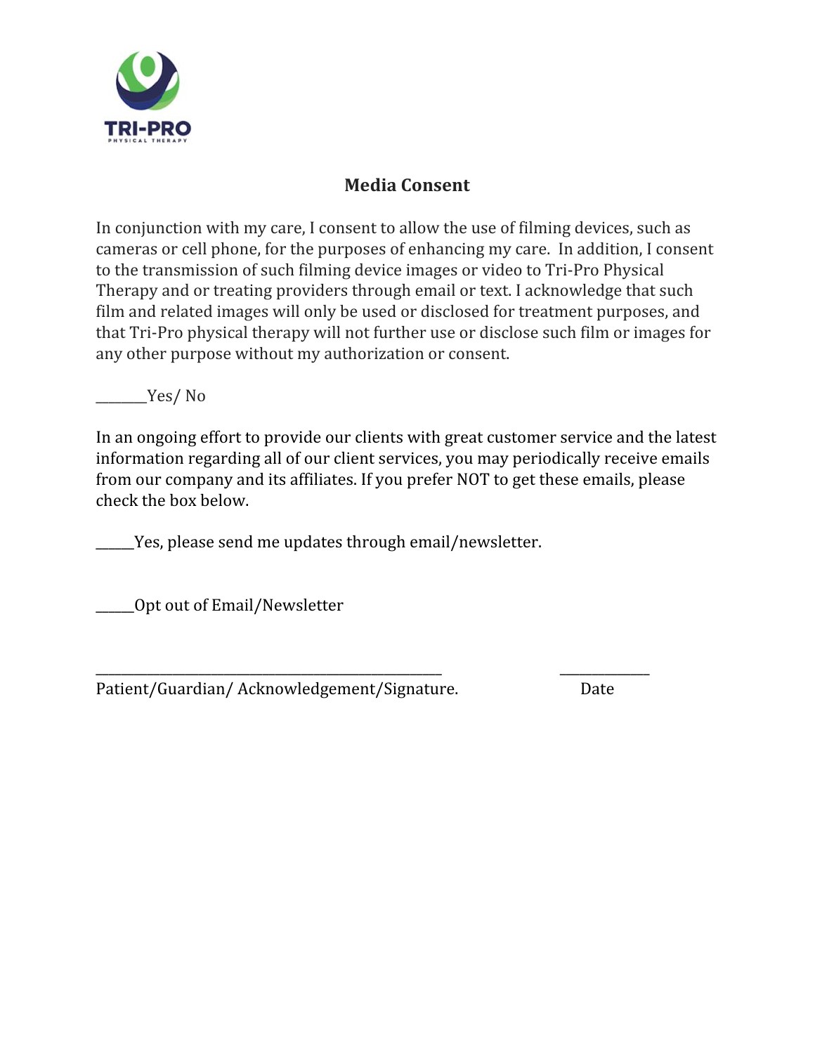TRI-PRO
PHYSICAL THERAPY

## Media Consent

In conjunction with my care, I consent to allow the use of filming devices, such as cameras or cell phone, for the purposes of enhancing my care. In addition, I consent to the transmission of such filming device images or video to Tri-Pro Physical Therapy and or treating providers through email or text. I acknowledge that such film and related images will only be used or disclosed for treatment purposes, and that Tri-Pro physical therapy will not further use or disclose such film or images for any other purpose without my authorization or consent.

________Yes/ No

In an ongoing effort to provide our clients with great customer service and the latest information regarding all of our client services, you may periodically receive emails from our company and its affiliates. If you prefer NOT to get these emails, please check the box below.

______Yes, please send me updates through email/newsletter.

______Opt out of Email/Newsletter

_______________________________________________________ ______________
Patient/Guardian/ Acknowledgement/Signature. Date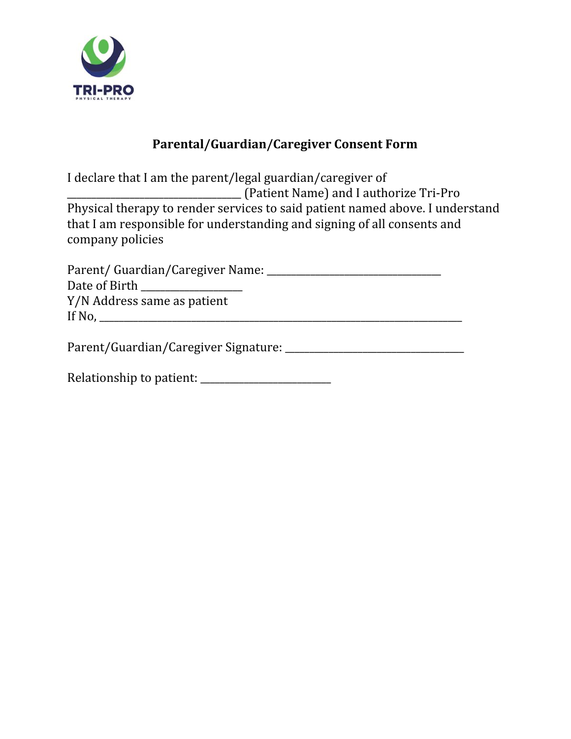TRI-PRO
PHYSICAL THERAPY

## Parental/Guardian/Caregiver Consent Form

I declare that I am the parent/legal guardian/caregiver of _______________________________ (Patient Name) and I authorize Tri-Pro Physical therapy to render services to said patient named above. I understand that I am responsible for understanding and signing of all consents and company policies

Parent/ Guardian/Caregiver Name: _______________________________
Date of Birth _________________
Y/N Address same as patient
If No, _________________________________________________________________

Parent/Guardian/Caregiver Signature: ________________________________

Relationship to patient: ________________________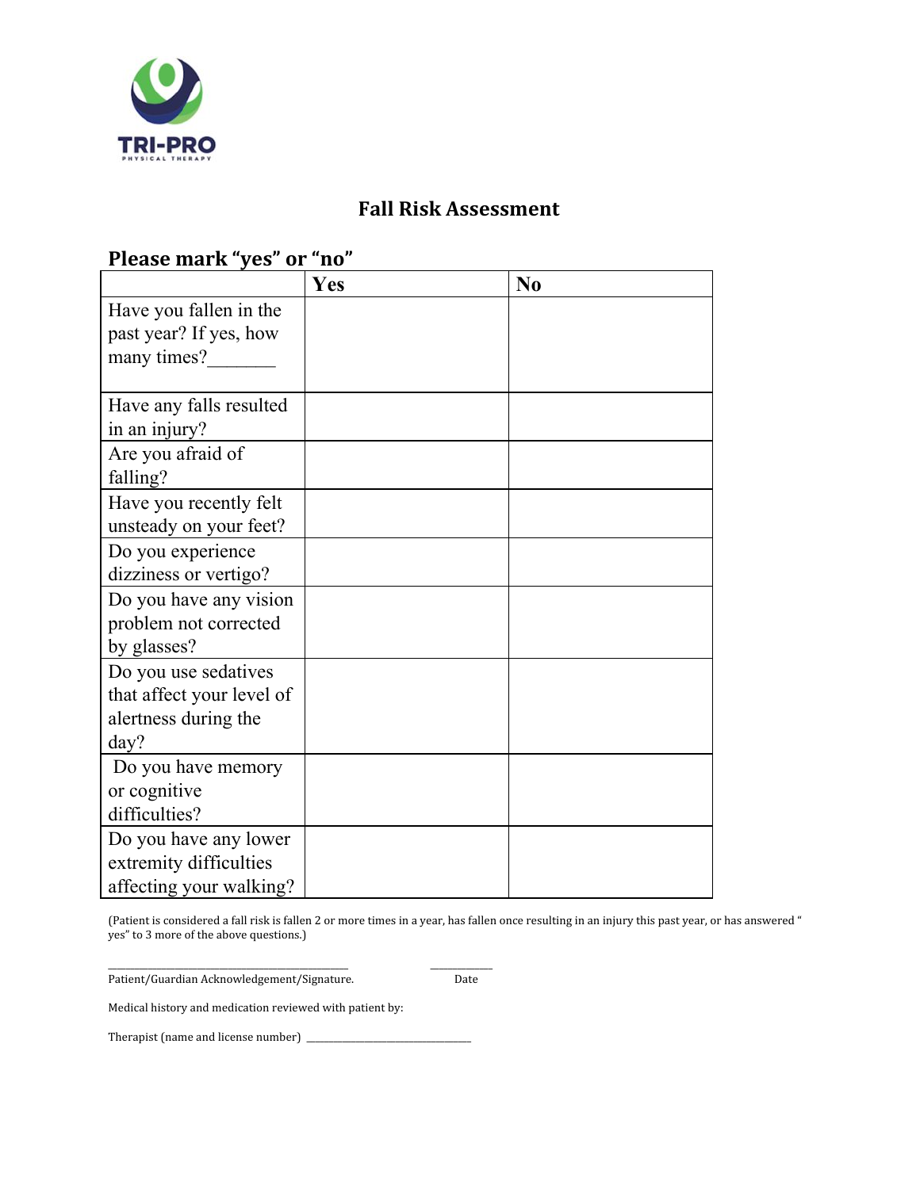TRI-PRO
PHYSICAL THERAPY

## Fall Risk Assessment

### Please mark "yes" or "no"

| | Yes | No |
|---|---|---|
| Have you fallen in the past year? If yes, how many times?_______ | | |
| Have any falls resulted in an injury? | | |
| Are you afraid of falling? | | |
| Have you recently felt unsteady on your feet? | | |
| Do you experience dizziness or vertigo? | | |
| Do you have any vision problem not corrected by glasses? | | |
| Do you use sedatives that affect your level of alertness during the day? | | |
| Do you have memory or cognitive difficulties? | | |
| Do you have any lower extremity difficulties affecting your walking? | | |

(Patient is considered a fall risk is fallen 2 or more times in a year, has fallen once resulting in an injury this past year, or has answered " yes" to 3 more of the above questions.)

_______________________________________ ___________

Patient/Guardian Acknowledgement/Signature. Date

Medical history and medication reviewed with patient by:

Therapist (name and license number) ______________________________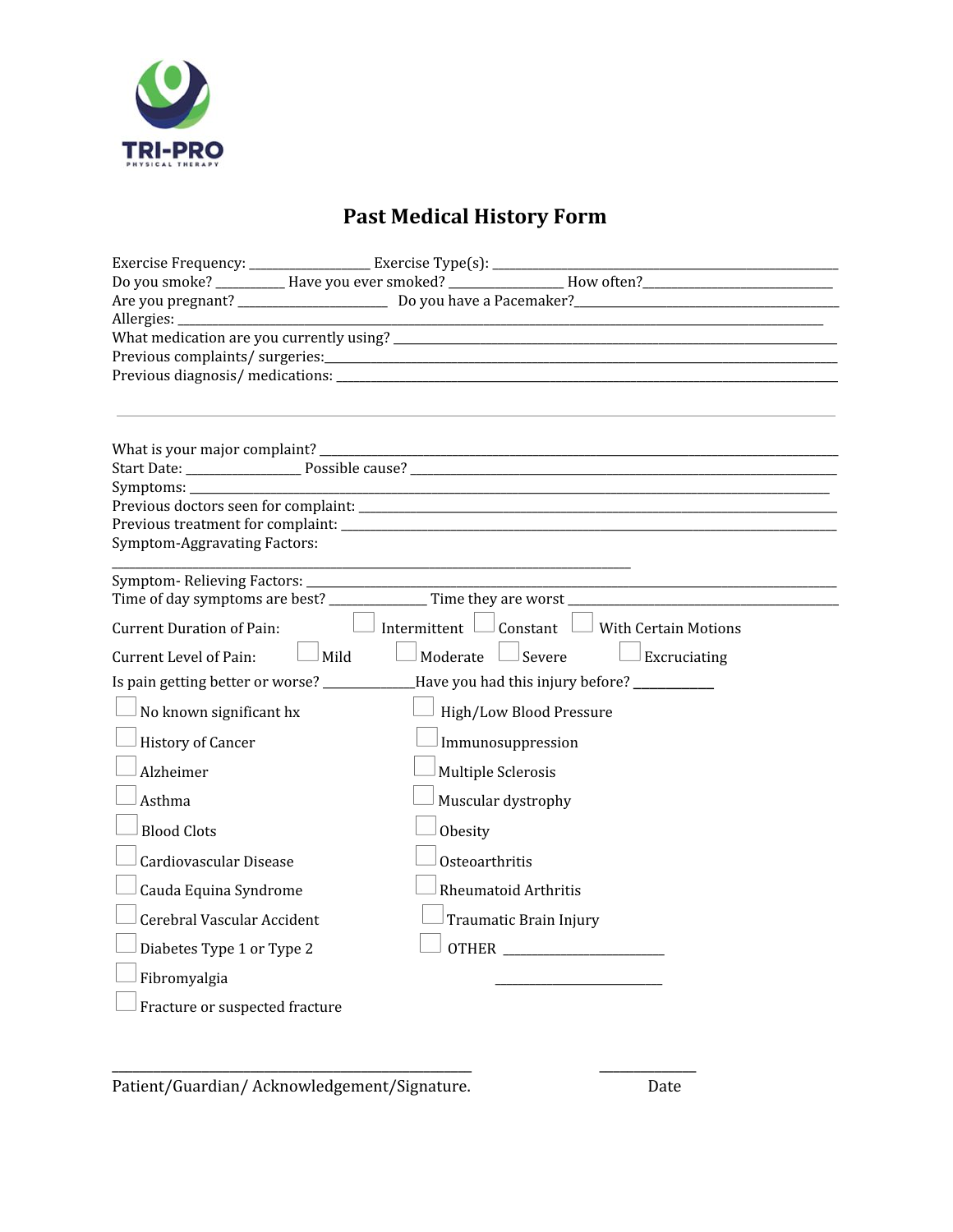TRI-PRO
PHYSICAL THERAPY

# Past Medical History Form

Exercise Frequency: ________________ Exercise Type(s): ____________________________________________

Do you smoke? _________ Have you ever smoked? _______________ How often?_________________________

Are you pregnant? ____________________ Do you have a Pacemaker?____________________________________

Allergies: ______________________________________________________________________________

What medication are you currently using? ___________________________________________________________

Previous complaints/ surgeries:___________________________________________________________________

Previous diagnosis/ medications: _________________________________________________________________

---

What is your major complaint? ____________________________________________________________________

Start Date: _______________ Possible cause? ________________________________________________________

Symptoms: _______________________________________________________________________________

Previous doctors seen for complaint: ____________________________________________________________

Previous treatment for complaint: _______________________________________________________________

Symptom-Aggravating Factors:

__________________________________________________________________

Symptom- Relieving Factors: ______________________________________________________________________

Time of day symptoms are best? _____________ Time they are worst ____________________________________

Current Duration of Pain: ☐ Intermittent ☐ Constant ☐ With Certain Motions

Current Level of Pain: ☐ Mild ☐ Moderate ☐ Severe ☐ Excruciating

Is pain getting better or worse? ____________Have you had this injury before? ___________

- ☐ No known significant hx
- ☐ History of Cancer
- ☐ Alzheimer
- ☐ Asthma
- ☐ Blood Clots
- ☐ Cardiovascular Disease
- ☐ Cauda Equina Syndrome
- ☐ Cerebral Vascular Accident
- ☐ Diabetes Type 1 or Type 2
- ☐ Fibromyalgia
- ☐ Fracture or suspected fracture
- ☐ High/Low Blood Pressure
- ☐ Immunosuppression
- ☐ Multiple Sclerosis
- ☐ Muscular dystrophy
- ☐ Obesity
- ☐ Osteoarthritis
- ☐ Rheumatoid Arthritis
- ☐ Traumatic Brain Injury
- ☐ OTHER ______________________

  ______________________

______________________________________________ _____________

Patient/Guardian/ Acknowledgement/Signature. Date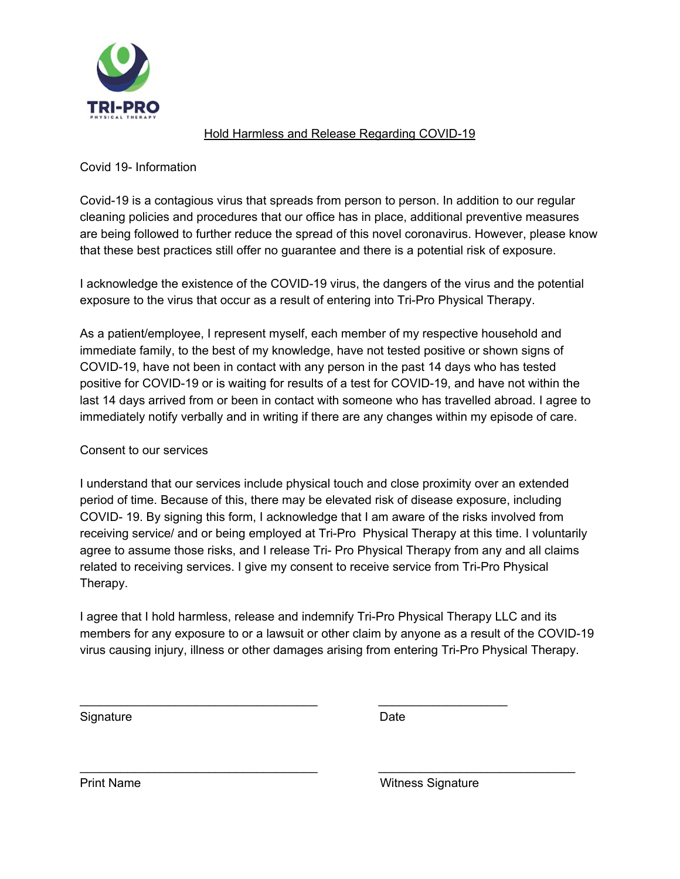TRI-PRO
PHYSICAL THERAPY

# Hold Harmless and Release Regarding COVID-19

Covid 19- Information

Covid-19 is a contagious virus that spreads from person to person. In addition to our regular cleaning policies and procedures that our office has in place, additional preventive measures are being followed to further reduce the spread of this novel coronavirus. However, please know that these best practices still offer no guarantee and there is a potential risk of exposure.

I acknowledge the existence of the COVID-19 virus, the dangers of the virus and the potential exposure to the virus that occur as a result of entering into Tri-Pro Physical Therapy.

As a patient/employee, I represent myself, each member of my respective household and immediate family, to the best of my knowledge, have not tested positive or shown signs of COVID-19, have not been in contact with any person in the past 14 days who has tested positive for COVID-19 or is waiting for results of a test for COVID-19, and have not within the last 14 days arrived from or been in contact with someone who has travelled abroad. I agree to immediately notify verbally and in writing if there are any changes within my episode of care.

Consent to our services

I understand that our services include physical touch and close proximity over an extended period of time. Because of this, there may be elevated risk of disease exposure, including COVID- 19. By signing this form, I acknowledge that I am aware of the risks involved from receiving service/ and or being employed at Tri-Pro Physical Therapy at this time. I voluntarily agree to assume those risks, and I release Tri- Pro Physical Therapy from any and all claims related to receiving services. I give my consent to receive service from Tri-Pro Physical Therapy.

I agree that I hold harmless, release and indemnify Tri-Pro Physical Therapy LLC and its members for any exposure to or a lawsuit or other claim by anyone as a result of the COVID-19 virus causing injury, illness or other damages arising from entering Tri-Pro Physical Therapy.

___________________________________ &nbsp;&nbsp;&nbsp;&nbsp; ___________________
Signature &nbsp;&nbsp;&nbsp;&nbsp; Date

___________________________________ &nbsp;&nbsp;&nbsp;&nbsp; _____________________________
Print Name &nbsp;&nbsp;&nbsp;&nbsp; Witness Signature